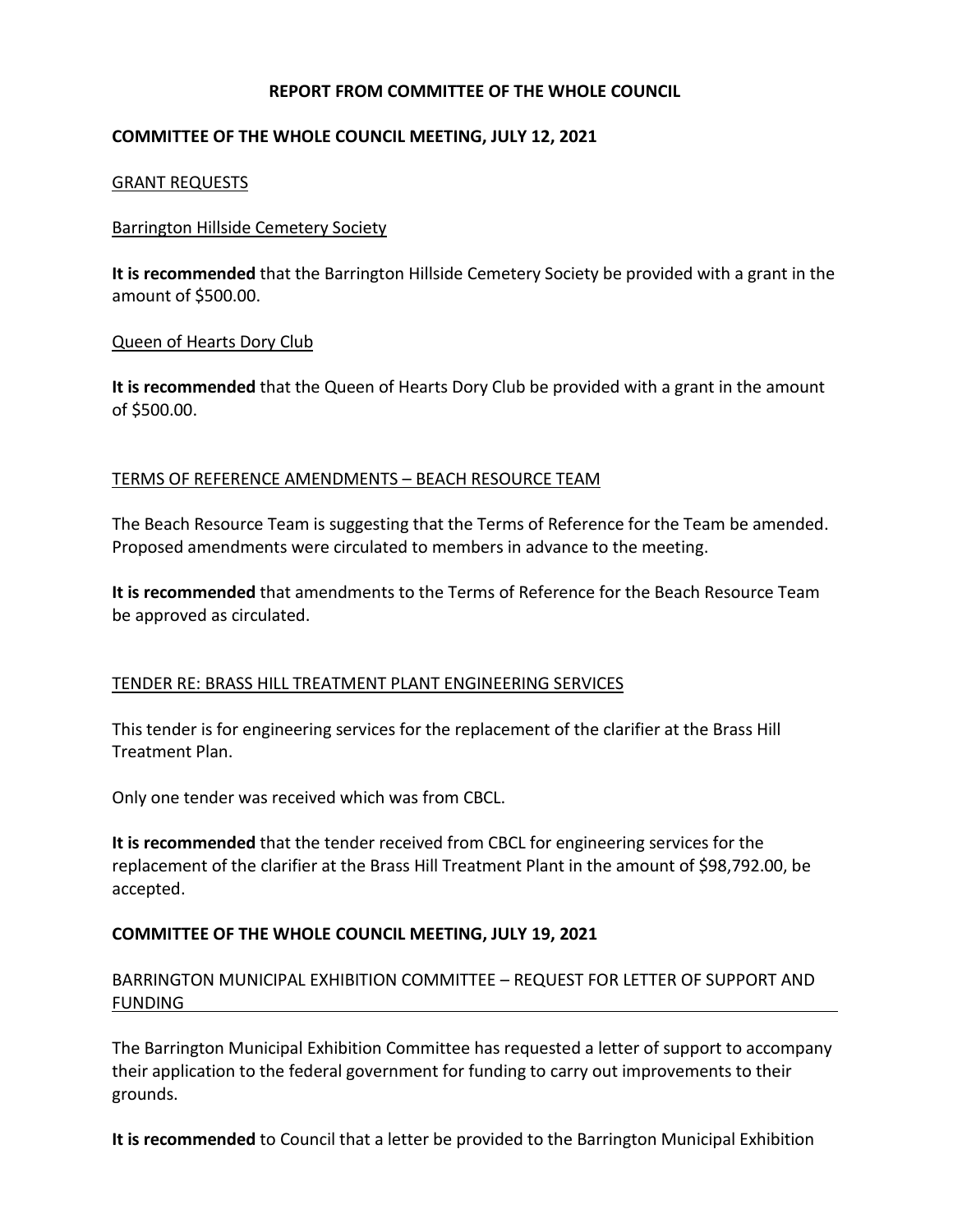# REPORT FROM COMMITTEE OF THE WHOLE COUNCIL

## COMMITTEE OF THE WHOLE COUNCIL MEETING, JULY 12, 2021

GRANT REQUESTS

Barrington Hillside Cemetery Society

**It is recommended** that the Barrington Hillside Cemetery Society be provided with a grant in the amount of $500.00.

Queen of Hearts Dory Club

**It is recommended** that the Queen of Hearts Dory Club be provided with a grant in the amount of $500.00.

TERMS OF REFERENCE AMENDMENTS – BEACH RESOURCE TEAM

The Beach Resource Team is suggesting that the Terms of Reference for the Team be amended. Proposed amendments were circulated to members in advance to the meeting.

**It is recommended** that amendments to the Terms of Reference for the Beach Resource Team be approved as circulated.

TENDER RE: BRASS HILL TREATMENT PLANT ENGINEERING SERVICES

This tender is for engineering services for the replacement of the clarifier at the Brass Hill Treatment Plan.

Only one tender was received which was from CBCL.

**It is recommended** that the tender received from CBCL for engineering services for the replacement of the clarifier at the Brass Hill Treatment Plant in the amount of $98,792.00, be accepted.

## COMMITTEE OF THE WHOLE COUNCIL MEETING, JULY 19, 2021

BARRINGTON MUNICIPAL EXHIBITION COMMITTEE – REQUEST FOR LETTER OF SUPPORT AND FUNDING

The Barrington Municipal Exhibition Committee has requested a letter of support to accompany their application to the federal government for funding to carry out improvements to their grounds.

**It is recommended** to Council that a letter be provided to the Barrington Municipal Exhibition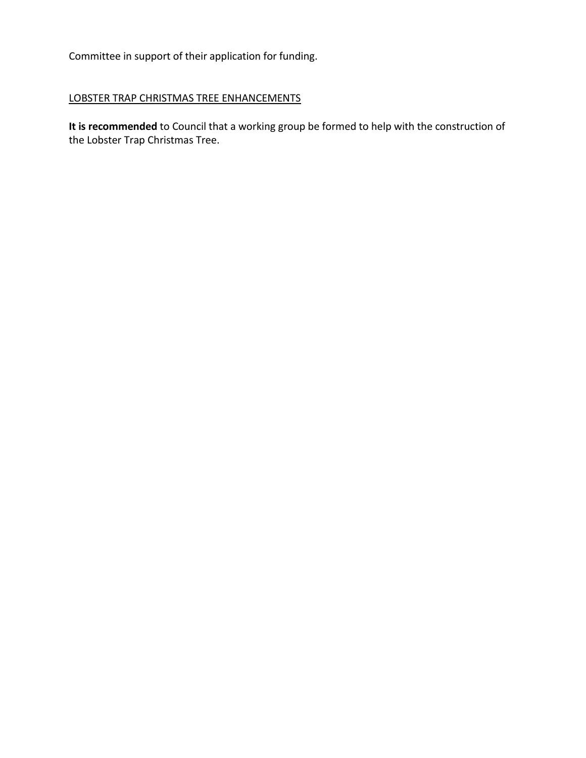Committee in support of their application for funding.

<u>LOBSTER TRAP CHRISTMAS TREE ENHANCEMENTS</u>

**It is recommended** to Council that a working group be formed to help with the construction of the Lobster Trap Christmas Tree.